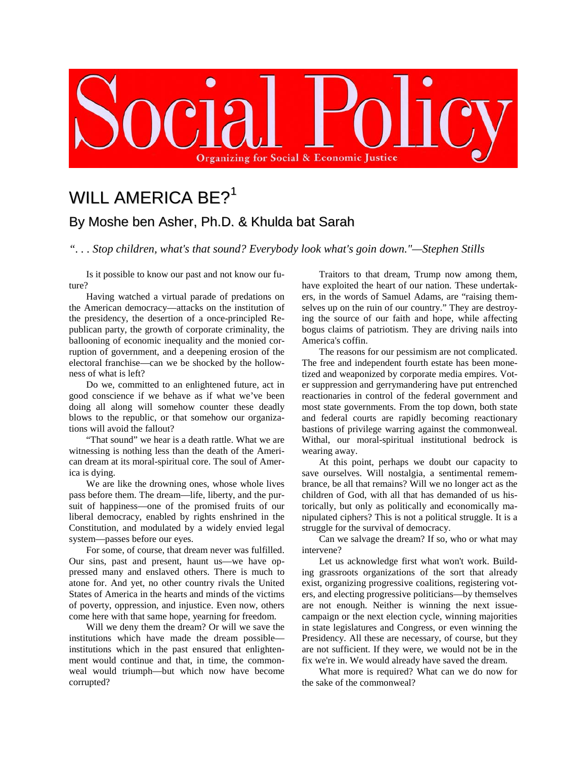# Social Policy

Organizing for Social & Economic Justice

# WILL AMERICA BE?[1]

## By Moshe ben Asher, Ph.D. & Khulda bat Sarah

*". . . Stop children, what's that sound? Everybody look what's goin down."—Stephen Stills*

Is it possible to know our past and not know our future?

Having watched a virtual parade of predations on the American democracy—attacks on the institution of the presidency, the desertion of a once-principled Republican party, the growth of corporate criminality, the ballooning of economic inequality and the monied corruption of government, and a deepening erosion of the electoral franchise—can we be shocked by the hollowness of what is left?

Do we, committed to an enlightened future, act in good conscience if we behave as if what we've been doing all along will somehow counter these deadly blows to the republic, or that somehow our organizations will avoid the fallout?

"That sound" we hear is a death rattle. What we are witnessing is nothing less than the death of the American dream at its moral-spiritual core. The soul of America is dying.

We are like the drowning ones, whose whole lives pass before them. The dream—life, liberty, and the pursuit of happiness—one of the promised fruits of our liberal democracy, enabled by rights enshrined in the Constitution, and modulated by a widely envied legal system—passes before our eyes.

For some, of course, that dream never was fulfilled. Our sins, past and present, haunt us—we have oppressed many and enslaved others. There is much to atone for. And yet, no other country rivals the United States of America in the hearts and minds of the victims of poverty, oppression, and injustice. Even now, others come here with that same hope, yearning for freedom.

Will we deny them the dream? Or will we save the institutions which have made the dream possible—institutions which in the past ensured that enlightenment would continue and that, in time, the commonweal would triumph—but which now have become corrupted?

Traitors to that dream, Trump now among them, have exploited the heart of our nation. These undertakers, in the words of Samuel Adams, are "raising themselves up on the ruin of our country." They are destroying the source of our faith and hope, while affecting bogus claims of patriotism. They are driving nails into America's coffin.

The reasons for our pessimism are not complicated. The free and independent fourth estate has been monetized and weaponized by corporate media empires. Voter suppression and gerrymandering have put entrenched reactionaries in control of the federal government and most state governments. From the top down, both state and federal courts are rapidly becoming reactionary bastions of privilege warring against the commonweal. Withal, our moral-spiritual institutional bedrock is wearing away.

At this point, perhaps we doubt our capacity to save ourselves. Will nostalgia, a sentimental remembrance, be all that remains? Will we no longer act as the children of God, with all that has demanded of us historically, but only as politically and economically manipulated ciphers? This is not a political struggle. It is a struggle for the survival of democracy.

Can we salvage the dream? If so, who or what may intervene?

Let us acknowledge first what won't work. Building grassroots organizations of the sort that already exist, organizing progressive coalitions, registering voters, and electing progressive politicians—by themselves are not enough. Neither is winning the next issue-campaign or the next election cycle, winning majorities in state legislatures and Congress, or even winning the Presidency. All these are necessary, of course, but they are not sufficient. If they were, we would not be in the fix we're in. We would already have saved the dream.

What more is required? What can we do now for the sake of the commonweal?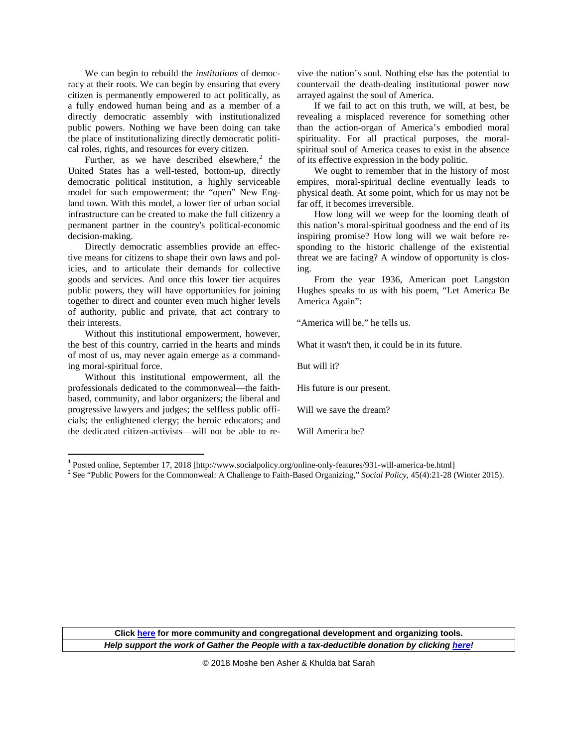We can begin to rebuild the *institutions* of democracy at their roots. We can begin by ensuring that every citizen is permanently empowered to act politically, as a fully endowed human being and as a member of a directly democratic assembly with institutionalized public powers. Nothing we have been doing can take the place of institutionalizing directly democratic political roles, rights, and resources for every citizen.

Further, as we have described elsewhere,[2] the United States has a well-tested, bottom-up, directly democratic political institution, a highly serviceable model for such empowerment: the "open" New England town. With this model, a lower tier of urban social infrastructure can be created to make the full citizenry a permanent partner in the country's political-economic decision-making.

Directly democratic assemblies provide an effective means for citizens to shape their own laws and policies, and to articulate their demands for collective goods and services. And once this lower tier acquires public powers, they will have opportunities for joining together to direct and counter even much higher levels of authority, public and private, that act contrary to their interests.

Without this institutional empowerment, however, the best of this country, carried in the hearts and minds of most of us, may never again emerge as a commanding moral-spiritual force.

Without this institutional empowerment, all the professionals dedicated to the commonweal—the faith-based, community, and labor organizers; the liberal and progressive lawyers and judges; the selfless public officials; the enlightened clergy; the heroic educators; and the dedicated citizen-activists—will not be able to revive the nation's soul. Nothing else has the potential to countervail the death-dealing institutional power now arrayed against the soul of America.

If we fail to act on this truth, we will, at best, be revealing a misplaced reverence for something other than the action-organ of America's embodied moral spirituality. For all practical purposes, the moral-spiritual soul of America ceases to exist in the absence of its effective expression in the body politic.

We ought to remember that in the history of most empires, moral-spiritual decline eventually leads to physical death. At some point, which for us may not be far off, it becomes irreversible.

How long will we weep for the looming death of this nation's moral-spiritual goodness and the end of its inspiring promise? How long will we wait before responding to the historic challenge of the existential threat we are facing? A window of opportunity is closing.

From the year 1936, American poet Langston Hughes speaks to us with his poem, "Let America Be America Again":

"America will be," he tells us.

What it wasn't then, it could be in its future.

But will it?

His future is our present.

Will we save the dream?

Will America be?

---

[1] Posted online, September 17, 2018 [http://www.socialpolicy.org/online-only-features/931-will-america-be.html]

[2] See "Public Powers for the Commonweal: A Challenge to Faith-Based Organizing," *Social Policy*, 45(4):21-28 (Winter 2015).

| |
|---|
| **Click here for more community and congregational development and organizing tools.** |
| ***Help support the work of Gather the People with a tax-deductible donation by clicking here!*** |

© 2018 Moshe ben Asher & Khulda bat Sarah